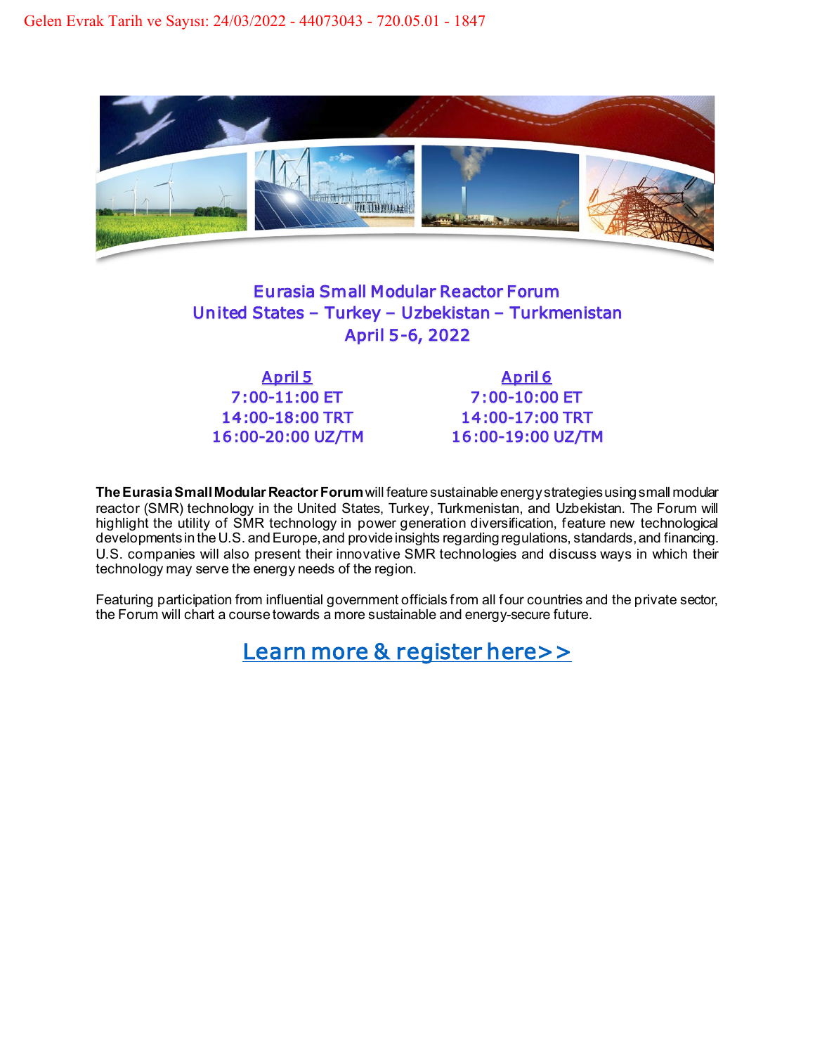Gelen Evrak Tarih ve Sayısı: 24/03/2022 - 44073043 - 720.05.01 - 1847

## Eurasia Small Modular Reactor Forum
## United States – Turkey – Uzbekistan – Turkmenistan
## April 5-6, 2022

| April 5 | April 6 |
| --- | --- |
| 7:00-11:00 ET | 7:00-10:00 ET |
| 14:00-18:00 TRT | 14:00-17:00 TRT |
| 16:00-20:00 UZ/TM | 16:00-19:00 UZ/TM |

**The Eurasia Small Modular Reactor Forum** will feature sustainable energy strategies using small modular reactor (SMR) technology in the United States, Turkey, Turkmenistan, and Uzbekistan. The Forum will highlight the utility of SMR technology in power generation diversification, feature new technological developments in the U.S. and Europe, and provide insights regarding regulations, standards, and financing. U.S. companies will also present their innovative SMR technologies and discuss ways in which their technology may serve the energy needs of the region.

Featuring participation from influential government officials from all four countries and the private sector, the Forum will chart a course towards a more sustainable and energy-secure future.

Learn more & register here>>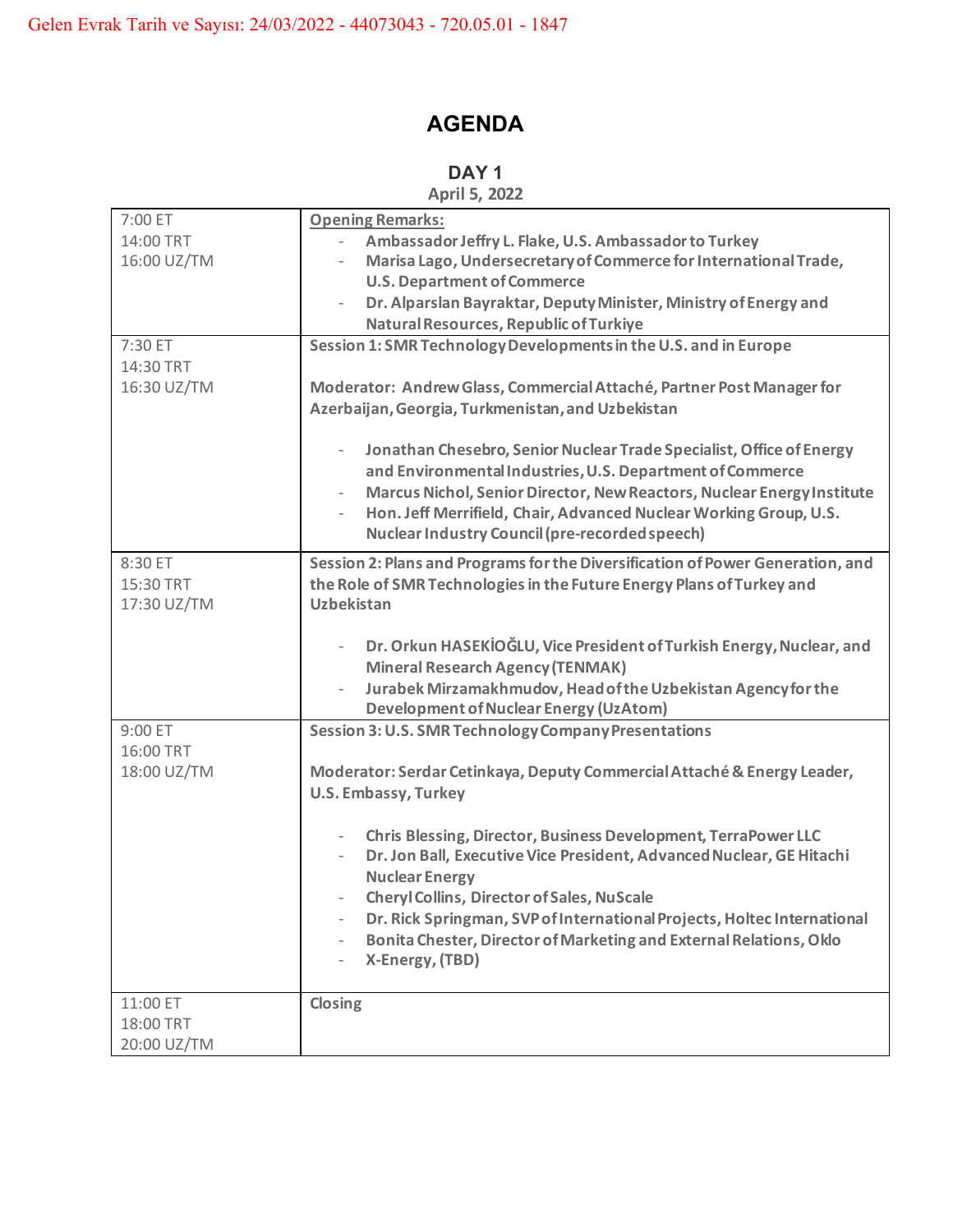Gelen Evrak Tarih ve Sayısı: 24/03/2022 - 44073043 - 720.05.01 - 1847

# AGENDA

## DAY 1

**April 5, 2022**

| Time | Program |
|---|---|
| 7:00 ET<br>14:00 TRT<br>16:00 UZ/TM | **Opening Remarks:**<br>- **Ambassador Jeffry L. Flake, U.S. Ambassador to Turkey**<br>- **Marisa Lago, Undersecretary of Commerce for International Trade, U.S. Department of Commerce**<br>- **Dr. Alparslan Bayraktar, Deputy Minister, Ministry of Energy and Natural Resources, Republic of Turkiye** |
| 7:30 ET<br>14:30 TRT<br>16:30 UZ/TM | **Session 1: SMR Technology Developments in the U.S. and in Europe**<br><br>**Moderator: Andrew Glass, Commercial Attaché, Partner Post Manager for Azerbaijan, Georgia, Turkmenistan, and Uzbekistan**<br><br>- **Jonathan Chesebro, Senior Nuclear Trade Specialist, Office of Energy and Environmental Industries, U.S. Department of Commerce**<br>- **Marcus Nichol, Senior Director, New Reactors, Nuclear Energy Institute**<br>- **Hon. Jeff Merrifield, Chair, Advanced Nuclear Working Group, U.S. Nuclear Industry Council (pre-recorded speech)** |
| 8:30 ET<br>15:30 TRT<br>17:30 UZ/TM | **Session 2: Plans and Programs for the Diversification of Power Generation, and the Role of SMR Technologies in the Future Energy Plans of Turkey and Uzbekistan**<br><br>- **Dr. Orkun HASEKİOĞLU, Vice President of Turkish Energy, Nuclear, and Mineral Research Agency (TENMAK)**<br>- **Jurabek Mirzamakhmudov, Head of the Uzbekistan Agency for the Development of Nuclear Energy (UzAtom)** |
| 9:00 ET<br>16:00 TRT<br>18:00 UZ/TM | **Session 3: U.S. SMR Technology Company Presentations**<br><br>**Moderator: Serdar Cetinkaya, Deputy Commercial Attaché & Energy Leader, U.S. Embassy, Turkey**<br><br>- **Chris Blessing, Director, Business Development, TerraPower LLC**<br>- **Dr. Jon Ball, Executive Vice President, Advanced Nuclear, GE Hitachi Nuclear Energy**<br>- **Cheryl Collins, Director of Sales, NuScale**<br>- **Dr. Rick Springman, SVP of International Projects, Holtec International**<br>- **Bonita Chester, Director of Marketing and External Relations, Oklo**<br>- **X-Energy, (TBD)** |
| 11:00 ET<br>18:00 TRT<br>20:00 UZ/TM | **Closing** |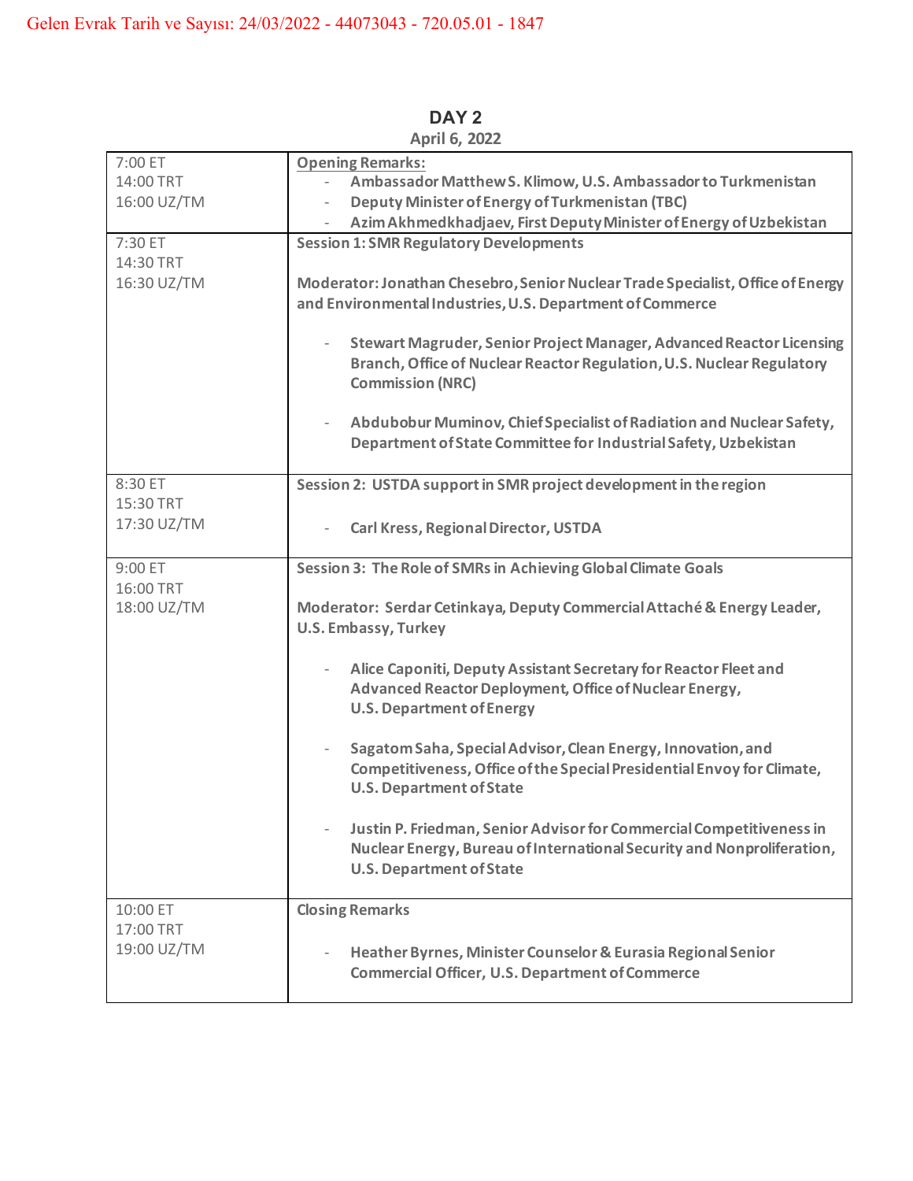Gelen Evrak Tarih ve Sayısı: 24/03/2022 - 44073043 - 720.05.01 - 1847

## DAY 2

**April 6, 2022**

| | |
|---|---|
| 7:00 ET<br>14:00 TRT<br>16:00 UZ/TM | **Opening Remarks:**<br>- **Ambassador Matthew S. Klimow, U.S. Ambassador to Turkmenistan**<br>- **Deputy Minister of Energy of Turkmenistan (TBC)**<br>- **Azim Akhmedkhadjaev, First Deputy Minister of Energy of Uzbekistan** |
| 7:30 ET<br>14:30 TRT<br>16:30 UZ/TM | **Session 1: SMR Regulatory Developments**<br><br>**Moderator: Jonathan Chesebro, Senior Nuclear Trade Specialist, Office of Energy and Environmental Industries, U.S. Department of Commerce**<br><br>- **Stewart Magruder, Senior Project Manager, Advanced Reactor Licensing Branch, Office of Nuclear Reactor Regulation, U.S. Nuclear Regulatory Commission (NRC)**<br><br>- **Abdubobur Muminov, Chief Specialist of Radiation and Nuclear Safety, Department of State Committee for Industrial Safety, Uzbekistan** |
| 8:30 ET<br>15:30 TRT<br>17:30 UZ/TM | **Session 2: USTDA support in SMR project development in the region**<br><br>- **Carl Kress, Regional Director, USTDA** |
| 9:00 ET<br>16:00 TRT<br>18:00 UZ/TM | **Session 3: The Role of SMRs in Achieving Global Climate Goals**<br><br>**Moderator: Serdar Cetinkaya, Deputy Commercial Attaché & Energy Leader, U.S. Embassy, Turkey**<br><br>- **Alice Caponiti, Deputy Assistant Secretary for Reactor Fleet and Advanced Reactor Deployment, Office of Nuclear Energy, U.S. Department of Energy**<br><br>- **Sagatom Saha, Special Advisor, Clean Energy, Innovation, and Competitiveness, Office of the Special Presidential Envoy for Climate, U.S. Department of State**<br><br>- **Justin P. Friedman, Senior Advisor for Commercial Competitiveness in Nuclear Energy, Bureau of International Security and Nonproliferation, U.S. Department of State** |
| 10:00 ET<br>17:00 TRT<br>19:00 UZ/TM | **Closing Remarks**<br><br>- **Heather Byrnes, Minister Counselor & Eurasia Regional Senior Commercial Officer, U.S. Department of Commerce** |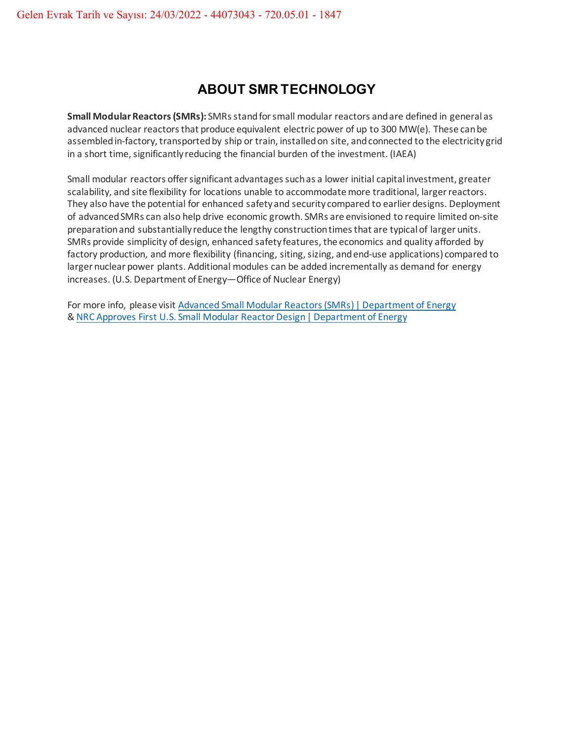Gelen Evrak Tarih ve Sayısı: 24/03/2022 - 44073043 - 720.05.01 - 1847

# ABOUT SMR TECHNOLOGY

**Small Modular Reactors (SMRs):** SMRs stand for small modular reactors and are defined in general as advanced nuclear reactors that produce equivalent electric power of up to 300 MW(e). These can be assembled in-factory, transported by ship or train, installed on site, and connected to the electricity grid in a short time, significantly reducing the financial burden of the investment. (IAEA)

Small modular reactors offer significant advantages such as a lower initial capital investment, greater scalability, and site flexibility for locations unable to accommodate more traditional, larger reactors. They also have the potential for enhanced safety and security compared to earlier designs. Deployment of advanced SMRs can also help drive economic growth. SMRs are envisioned to require limited on-site preparation and substantially reduce the lengthy construction times that are typical of larger units. SMRs provide simplicity of design, enhanced safety features, the economics and quality afforded by factory production, and more flexibility (financing, siting, sizing, and end-use applications) compared to larger nuclear power plants. Additional modules can be added incrementally as demand for energy increases. (U.S. Department of Energy—Office of Nuclear Energy)

For more info, please visit Advanced Small Modular Reactors (SMRs) | Department of Energy
& NRC Approves First U.S. Small Modular Reactor Design | Department of Energy